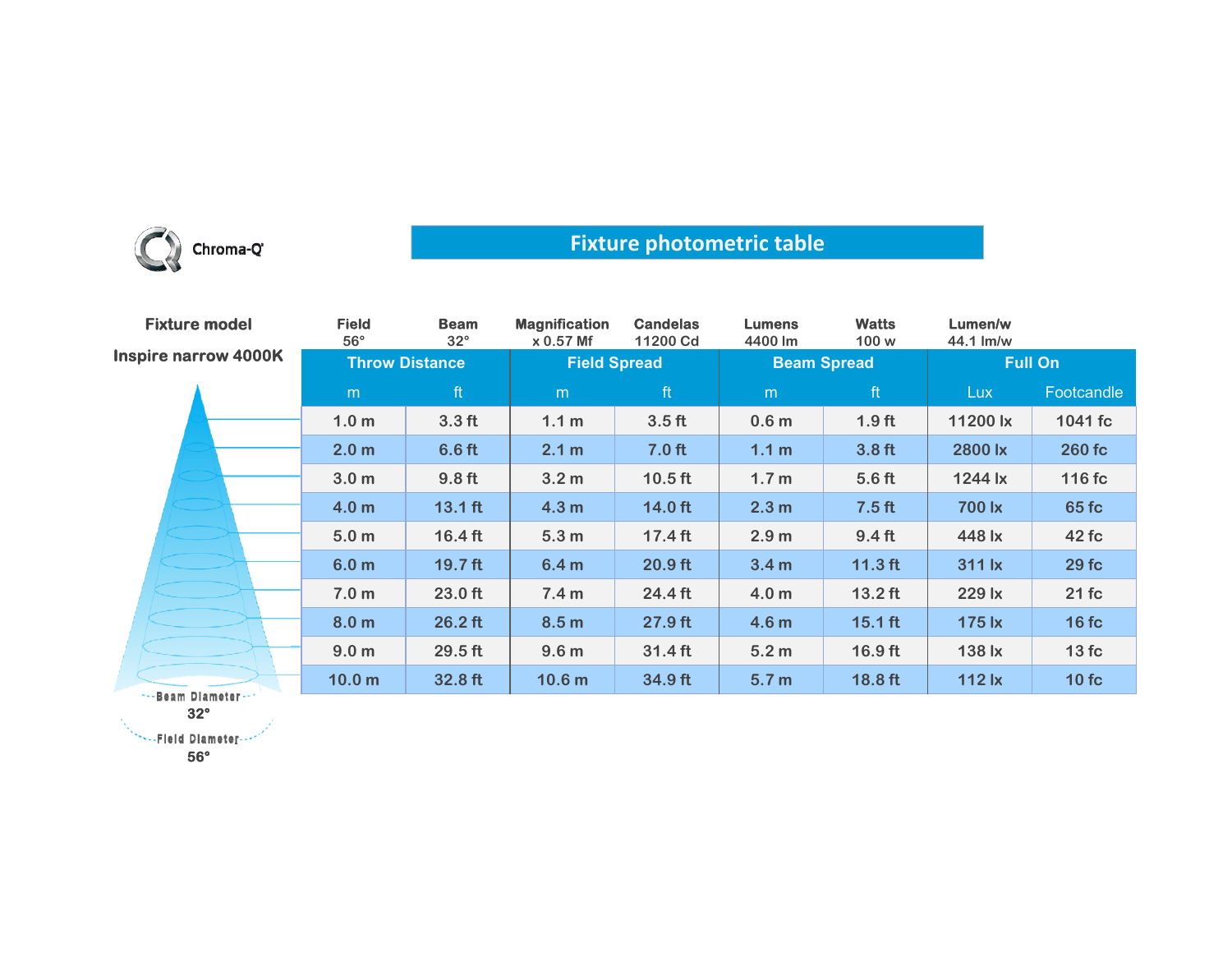Chroma-Q

# Fixture photometric table

| Fixture model | Field | Beam | Magnification | Candelas | Lumens | Watts | Lumen/w |
|---|---|---|---|---|---|---|---|
| Inspire narrow 4000K | 56° | 32° | x 0.57 Mf | 11200 Cd | 4400 lm | 100 w | 44.1 lm/w |

| Throw Distance | | Field Spread | | Beam Spread | | Full On | |
|---|---|---|---|---|---|---|---|
| m | ft | m | ft | m | ft | Lux | Footcandle |
| 1.0 m | 3.3 ft | 1.1 m | 3.5 ft | 0.6 m | 1.9 ft | 11200 lx | 1041 fc |
| 2.0 m | 6.6 ft | 2.1 m | 7.0 ft | 1.1 m | 3.8 ft | 2800 lx | 260 fc |
| 3.0 m | 9.8 ft | 3.2 m | 10.5 ft | 1.7 m | 5.6 ft | 1244 lx | 116 fc |
| 4.0 m | 13.1 ft | 4.3 m | 14.0 ft | 2.3 m | 7.5 ft | 700 lx | 65 fc |
| 5.0 m | 16.4 ft | 5.3 m | 17.4 ft | 2.9 m | 9.4 ft | 448 lx | 42 fc |
| 6.0 m | 19.7 ft | 6.4 m | 20.9 ft | 3.4 m | 11.3 ft | 311 lx | 29 fc |
| 7.0 m | 23.0 ft | 7.4 m | 24.4 ft | 4.0 m | 13.2 ft | 229 lx | 21 fc |
| 8.0 m | 26.2 ft | 8.5 m | 27.9 ft | 4.6 m | 15.1 ft | 175 lx | 16 fc |
| 9.0 m | 29.5 ft | 9.6 m | 31.4 ft | 5.2 m | 16.9 ft | 138 lx | 13 fc |
| 10.0 m | 32.8 ft | 10.6 m | 34.9 ft | 5.7 m | 18.8 ft | 112 lx | 10 fc |

Beam Diameter 32°

Field Diameter 56°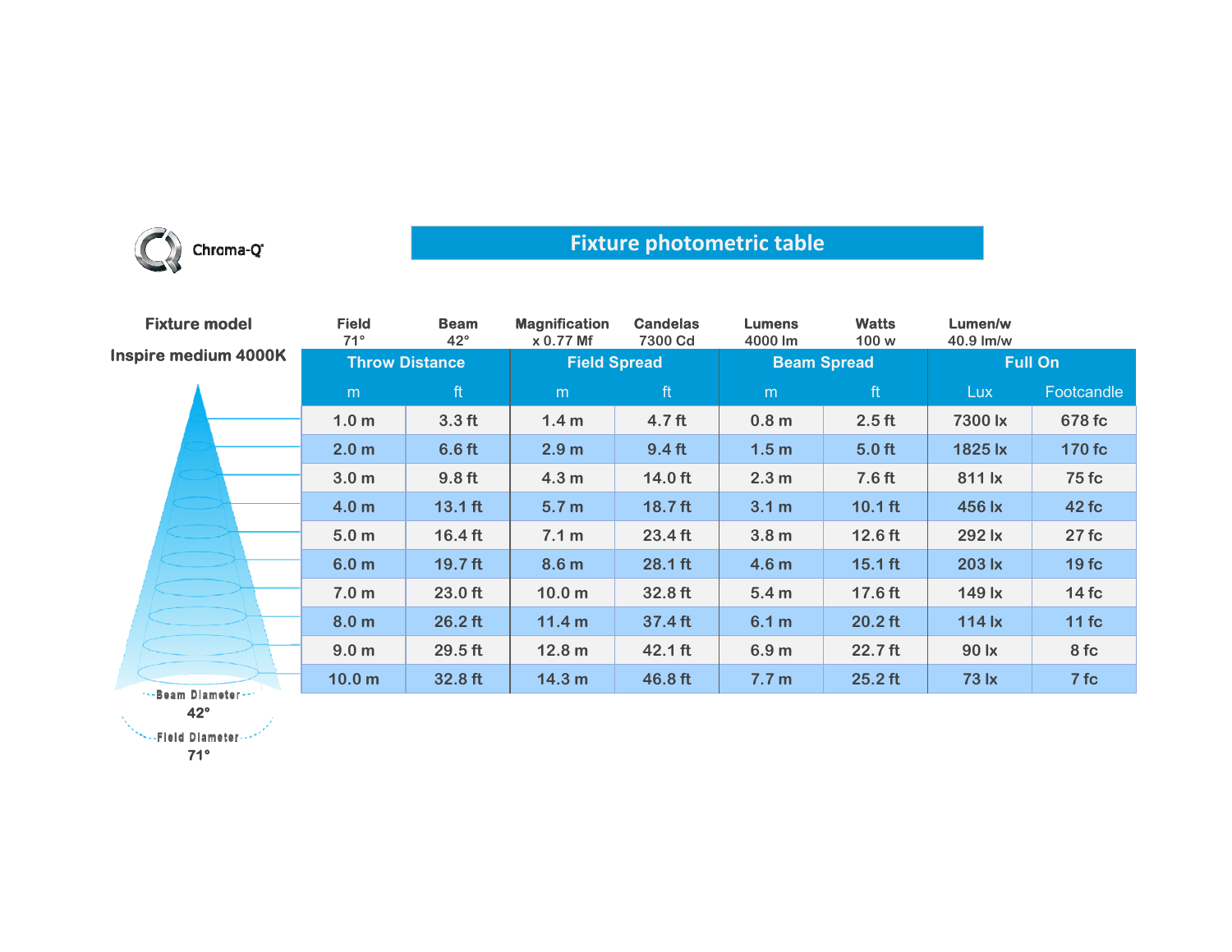Chroma-Q

# Fixture photometric table

| Fixture model | Field | Beam | Magnification | Candelas | Lumens | Watts | Lumen/w |
|---|---|---|---|---|---|---|---|
| Inspire medium 4000K | 71° | 42° | x 0.77 Mf | 7300 Cd | 4000 lm | 100 w | 40.9 lm/w |

| Throw Distance | | Field Spread | | Beam Spread | | Full On | |
|---|---|---|---|---|---|---|---|
| m | ft | m | ft | m | ft | Lux | Footcandle |
| 1.0 m | 3.3 ft | 1.4 m | 4.7 ft | 0.8 m | 2.5 ft | 7300 lx | 678 fc |
| 2.0 m | 6.6 ft | 2.9 m | 9.4 ft | 1.5 m | 5.0 ft | 1825 lx | 170 fc |
| 3.0 m | 9.8 ft | 4.3 m | 14.0 ft | 2.3 m | 7.6 ft | 811 lx | 75 fc |
| 4.0 m | 13.1 ft | 5.7 m | 18.7 ft | 3.1 m | 10.1 ft | 456 lx | 42 fc |
| 5.0 m | 16.4 ft | 7.1 m | 23.4 ft | 3.8 m | 12.6 ft | 292 lx | 27 fc |
| 6.0 m | 19.7 ft | 8.6 m | 28.1 ft | 4.6 m | 15.1 ft | 203 lx | 19 fc |
| 7.0 m | 23.0 ft | 10.0 m | 32.8 ft | 5.4 m | 17.6 ft | 149 lx | 14 fc |
| 8.0 m | 26.2 ft | 11.4 m | 37.4 ft | 6.1 m | 20.2 ft | 114 lx | 11 fc |
| 9.0 m | 29.5 ft | 12.8 m | 42.1 ft | 6.9 m | 22.7 ft | 90 lx | 8 fc |
| 10.0 m | 32.8 ft | 14.3 m | 46.8 ft | 7.7 m | 25.2 ft | 73 lx | 7 fc |

Beam Diameter 42°

Field Diameter 71°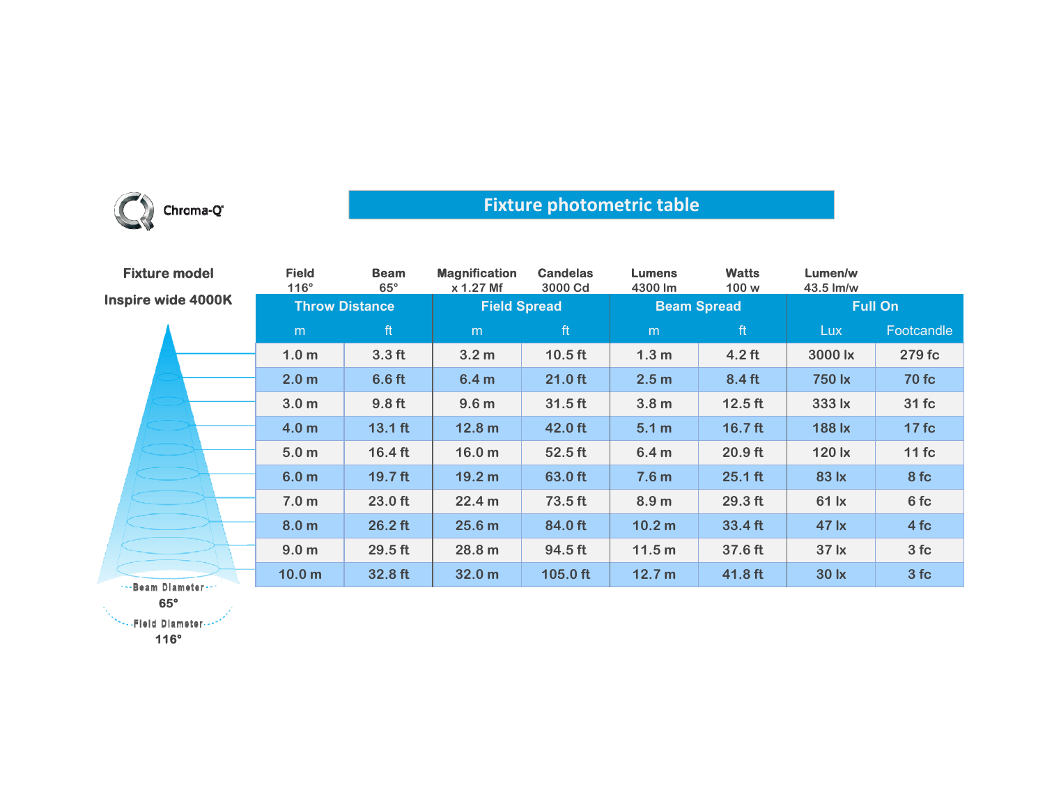Chroma-Q

# Fixture photometric table

**Fixture model**

**Inspire wide 4000K**

| Field | Beam | Magnification | Candelas | Lumens | Watts | Lumen/w |
|---|---|---|---|---|---|---|
| 116° | 65° | x 1.27 Mf | 3000 Cd | 4300 lm | 100 w | 43.5 lm/w |

| Throw Distance | | Field Spread | | Beam Spread | | Full On | |
|---|---|---|---|---|---|---|---|
| m | ft | m | ft | m | ft | Lux | Footcandle |
| 1.0 m | 3.3 ft | 3.2 m | 10.5 ft | 1.3 m | 4.2 ft | 3000 lx | 279 fc |
| 2.0 m | 6.6 ft | 6.4 m | 21.0 ft | 2.5 m | 8.4 ft | 750 lx | 70 fc |
| 3.0 m | 9.8 ft | 9.6 m | 31.5 ft | 3.8 m | 12.5 ft | 333 lx | 31 fc |
| 4.0 m | 13.1 ft | 12.8 m | 42.0 ft | 5.1 m | 16.7 ft | 188 lx | 17 fc |
| 5.0 m | 16.4 ft | 16.0 m | 52.5 ft | 6.4 m | 20.9 ft | 120 lx | 11 fc |
| 6.0 m | 19.7 ft | 19.2 m | 63.0 ft | 7.6 m | 25.1 ft | 83 lx | 8 fc |
| 7.0 m | 23.0 ft | 22.4 m | 73.5 ft | 8.9 m | 29.3 ft | 61 lx | 6 fc |
| 8.0 m | 26.2 ft | 25.6 m | 84.0 ft | 10.2 m | 33.4 ft | 47 lx | 4 fc |
| 9.0 m | 29.5 ft | 28.8 m | 94.5 ft | 11.5 m | 37.6 ft | 37 lx | 3 fc |
| 10.0 m | 32.8 ft | 32.0 m | 105.0 ft | 12.7 m | 41.8 ft | 30 lx | 3 fc |

Beam Diameter
65°

Field Diameter
116°